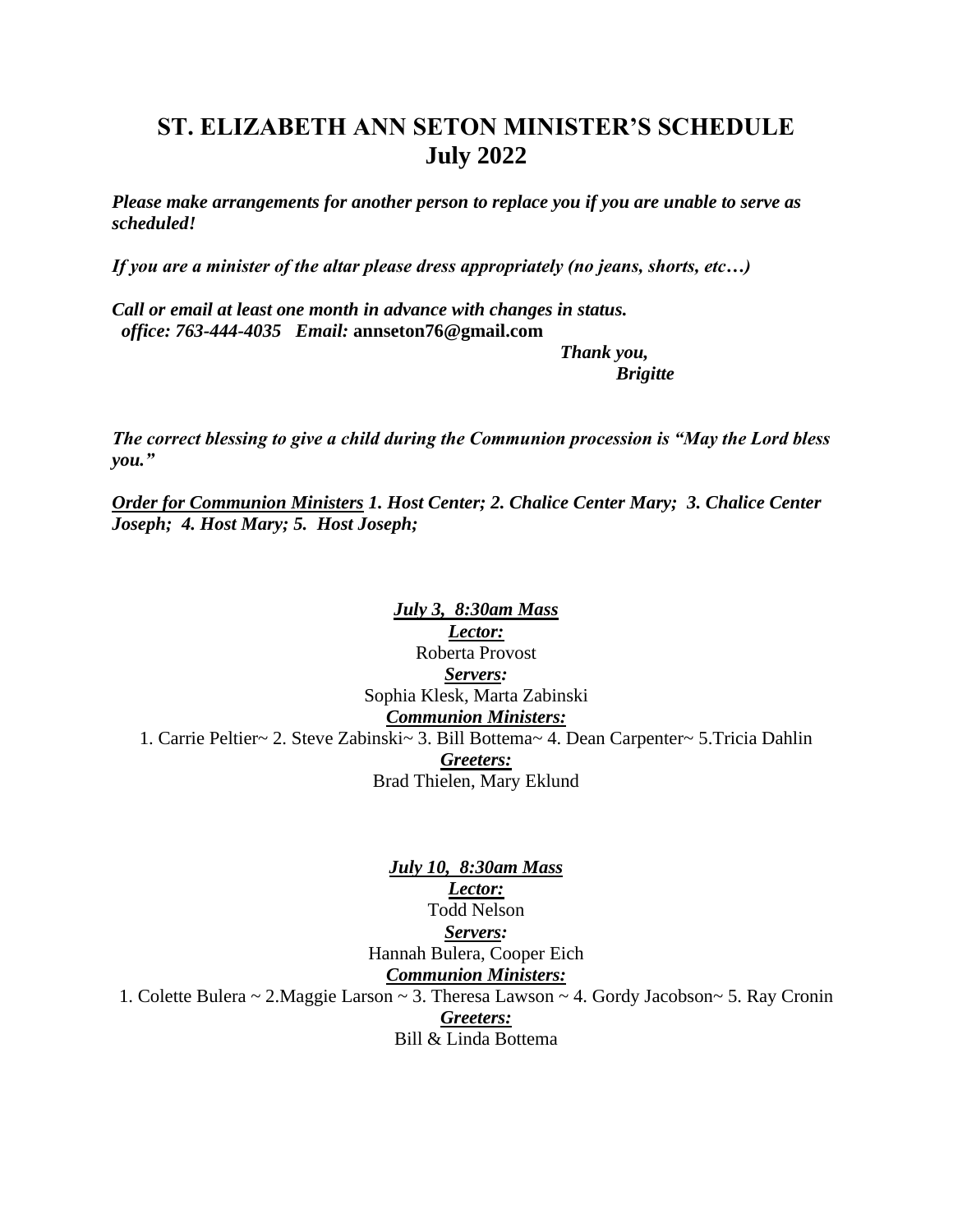# ST. ELIZABETH ANN SETON MINISTER'S SCHEDULE
## July 2022

***Please make arrangements for another person to replace you if you are unable to serve as scheduled!***

***If you are a minister of the altar please dress appropriately (no jeans, shorts, etc…)***

***Call or email at least one month in advance with changes in status.***
***office: 763-444-4035 Email:*** **annseton76@gmail.com**

***Thank you,***
***Brigitte***

***The correct blessing to give a child during the Communion procession is "May the Lord bless you."***

***<u>Order for Communion Ministers</u> 1. Host Center; 2. Chalice Center Mary; 3. Chalice Center Joseph; 4. Host Mary; 5. Host Joseph;***

***<u>July 3, 8:30am Mass</u>***

***<u>Lector:</u>***
Roberta Provost

***<u>Servers:</u>***
Sophia Klesk, Marta Zabinski

***<u>Communion Ministers:</u>***
1. Carrie Peltier~ 2. Steve Zabinski~ 3. Bill Bottema~ 4. Dean Carpenter~ 5.Tricia Dahlin

***<u>Greeters:</u>***
Brad Thielen, Mary Eklund

***<u>July 10, 8:30am Mass</u>***

***<u>Lector:</u>***
Todd Nelson

***<u>Servers:</u>***
Hannah Bulera, Cooper Eich

***<u>Communion Ministers:</u>***
1. Colette Bulera ~ 2.Maggie Larson ~ 3. Theresa Lawson ~ 4. Gordy Jacobson~ 5. Ray Cronin

***<u>Greeters:</u>***
Bill & Linda Bottema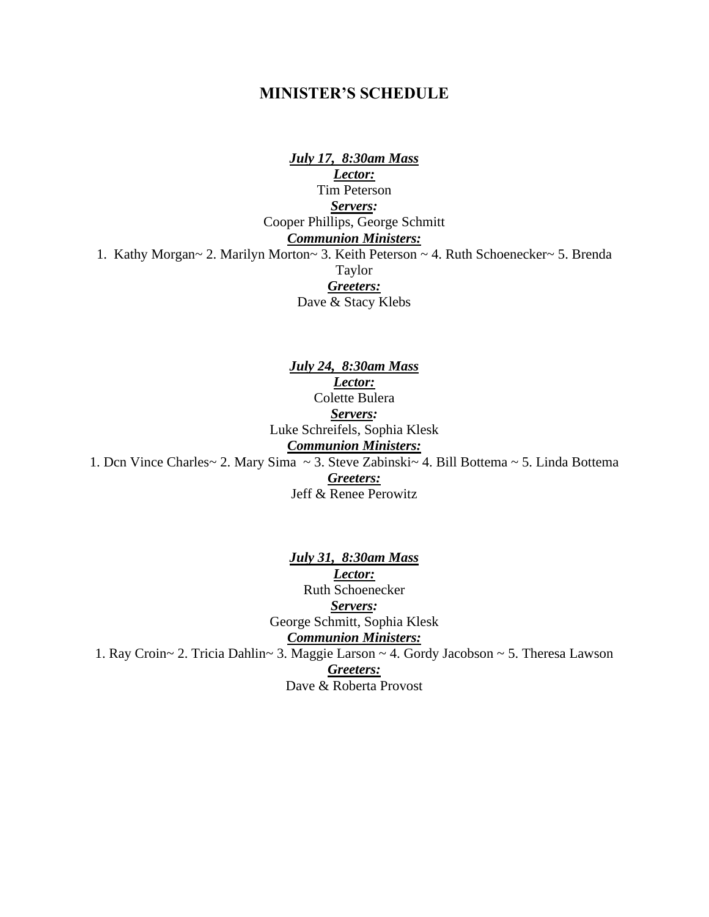## MINISTER'S SCHEDULE

***July 17, 8:30am Mass***

***Lector:***

Tim Peterson

***Servers:***

Cooper Phillips, George Schmitt

***Communion Ministers:***

1. Kathy Morgan~ 2. Marilyn Morton~ 3. Keith Peterson ~ 4. Ruth Schoenecker~ 5. Brenda Taylor

***Greeters:***

Dave & Stacy Klebs

***July 24, 8:30am Mass***

***Lector:***

Colette Bulera

***Servers:***

Luke Schreifels, Sophia Klesk

***Communion Ministers:***

1. Dcn Vince Charles~ 2. Mary Sima ~ 3. Steve Zabinski~ 4. Bill Bottema ~ 5. Linda Bottema

***Greeters:***

Jeff & Renee Perowitz

***July 31, 8:30am Mass***

***Lector:***

Ruth Schoenecker

***Servers:***

George Schmitt, Sophia Klesk

***Communion Ministers:***

1. Ray Croin~ 2. Tricia Dahlin~ 3. Maggie Larson ~ 4. Gordy Jacobson ~ 5. Theresa Lawson

***Greeters:***

Dave & Roberta Provost